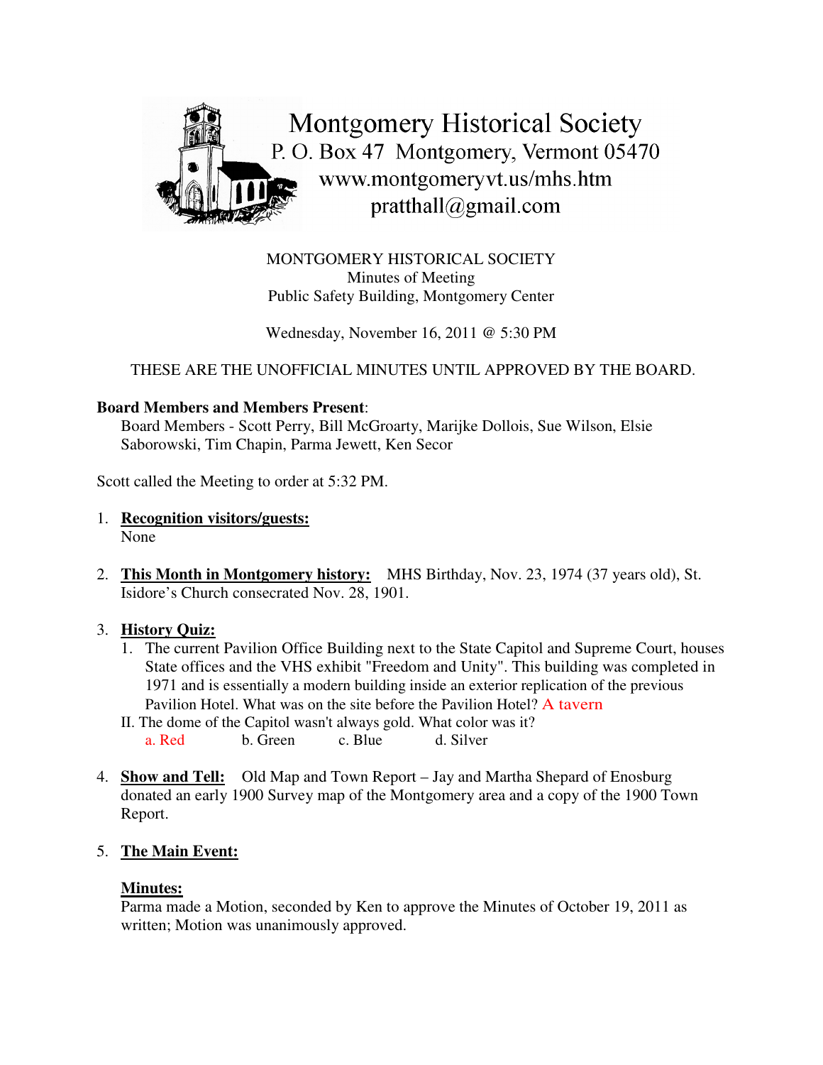# Montgomery Historical Society

P. O. Box 47 Montgomery, Vermont 05470
www.montgomeryvt.us/mhs.htm
pratthall@gmail.com

MONTGOMERY HISTORICAL SOCIETY
Minutes of Meeting
Public Safety Building, Montgomery Center

Wednesday, November 16, 2011 @ 5:30 PM

THESE ARE THE UNOFFICIAL MINUTES UNTIL APPROVED BY THE BOARD.

**Board Members and Members Present**:
Board Members - Scott Perry, Bill McGroarty, Marijke Dollois, Sue Wilson, Elsie Saborowski, Tim Chapin, Parma Jewett, Ken Secor

Scott called the Meeting to order at 5:32 PM.

1. **Recognition visitors/guests:**
   None

2. **This Month in Montgomery history:** MHS Birthday, Nov. 23, 1974 (37 years old), St. Isidore's Church consecrated Nov. 28, 1901.

3. **History Quiz:**
   1. The current Pavilion Office Building next to the State Capitol and Supreme Court, houses State offices and the VHS exhibit "Freedom and Unity". This building was completed in 1971 and is essentially a modern building inside an exterior replication of the previous Pavilion Hotel. What was on the site before the Pavilion Hotel? A tavern

   II. The dome of the Capitol wasn't always gold. What color was it?
   a. Red  b. Green  c. Blue  d. Silver

4. **Show and Tell:** Old Map and Town Report – Jay and Martha Shepard of Enosburg donated an early 1900 Survey map of the Montgomery area and a copy of the 1900 Town Report.

5. **The Main Event:**

   **Minutes:**
   Parma made a Motion, seconded by Ken to approve the Minutes of October 19, 2011 as written; Motion was unanimously approved.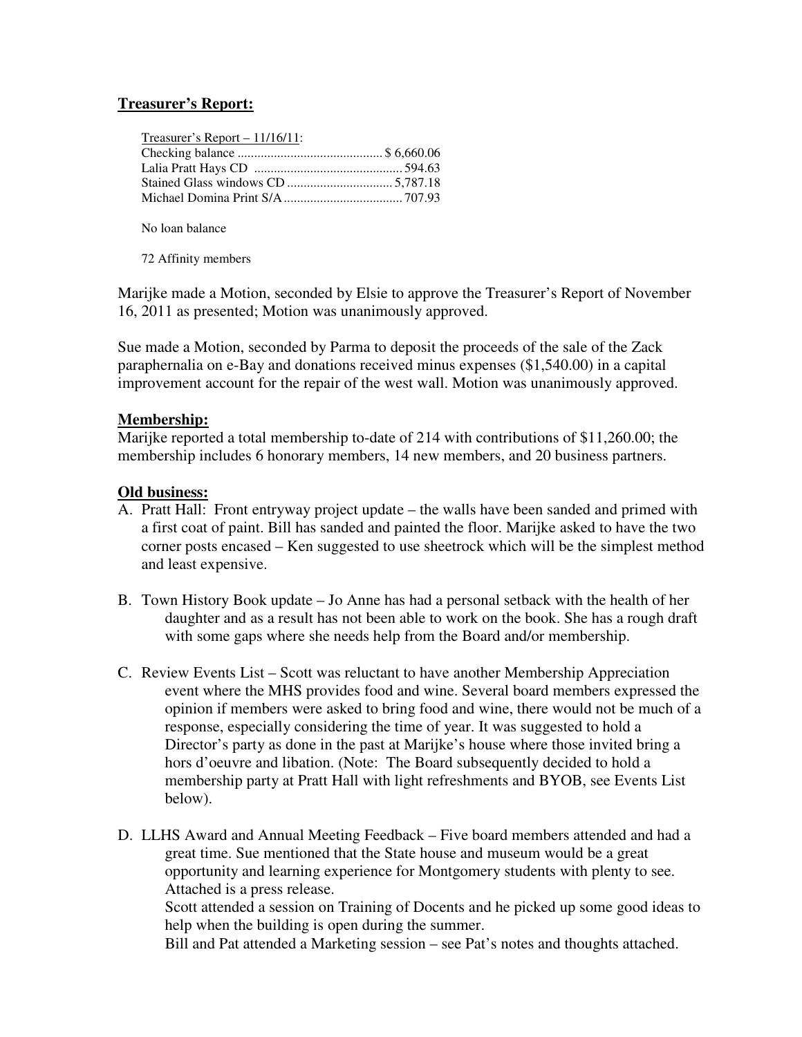**Treasurer's Report:**

Treasurer's Report – 11/16/11:
Checking balance ........................................... $ 6,660.06
Lalia Pratt Hays CD ............................................ 594.63
Stained Glass windows CD ............................... 5,787.18
Michael Domina Print S/A .................................. 707.93

No loan balance

72 Affinity members

Marijke made a Motion, seconded by Elsie to approve the Treasurer's Report of November 16, 2011 as presented; Motion was unanimously approved.

Sue made a Motion, seconded by Parma to deposit the proceeds of the sale of the Zack paraphernalia on e-Bay and donations received minus expenses ($1,540.00) in a capital improvement account for the repair of the west wall. Motion was unanimously approved.

**Membership:**
Marijke reported a total membership to-date of 214 with contributions of $11,260.00; the membership includes 6 honorary members, 14 new members, and 20 business partners.

**Old business:**

A. Pratt Hall: Front entryway project update – the walls have been sanded and primed with a first coat of paint. Bill has sanded and painted the floor. Marijke asked to have the two corner posts encased – Ken suggested to use sheetrock which will be the simplest method and least expensive.

B. Town History Book update – Jo Anne has had a personal setback with the health of her daughter and as a result has not been able to work on the book. She has a rough draft with some gaps where she needs help from the Board and/or membership.

C. Review Events List – Scott was reluctant to have another Membership Appreciation event where the MHS provides food and wine. Several board members expressed the opinion if members were asked to bring food and wine, there would not be much of a response, especially considering the time of year. It was suggested to hold a Director's party as done in the past at Marijke's house where those invited bring a hors d'oeuvre and libation. (Note: The Board subsequently decided to hold a membership party at Pratt Hall with light refreshments and BYOB, see Events List below).

D. LLHS Award and Annual Meeting Feedback – Five board members attended and had a great time. Sue mentioned that the State house and museum would be a great opportunity and learning experience for Montgomery students with plenty to see. Attached is a press release.
Scott attended a session on Training of Docents and he picked up some good ideas to help when the building is open during the summer.
Bill and Pat attended a Marketing session – see Pat's notes and thoughts attached.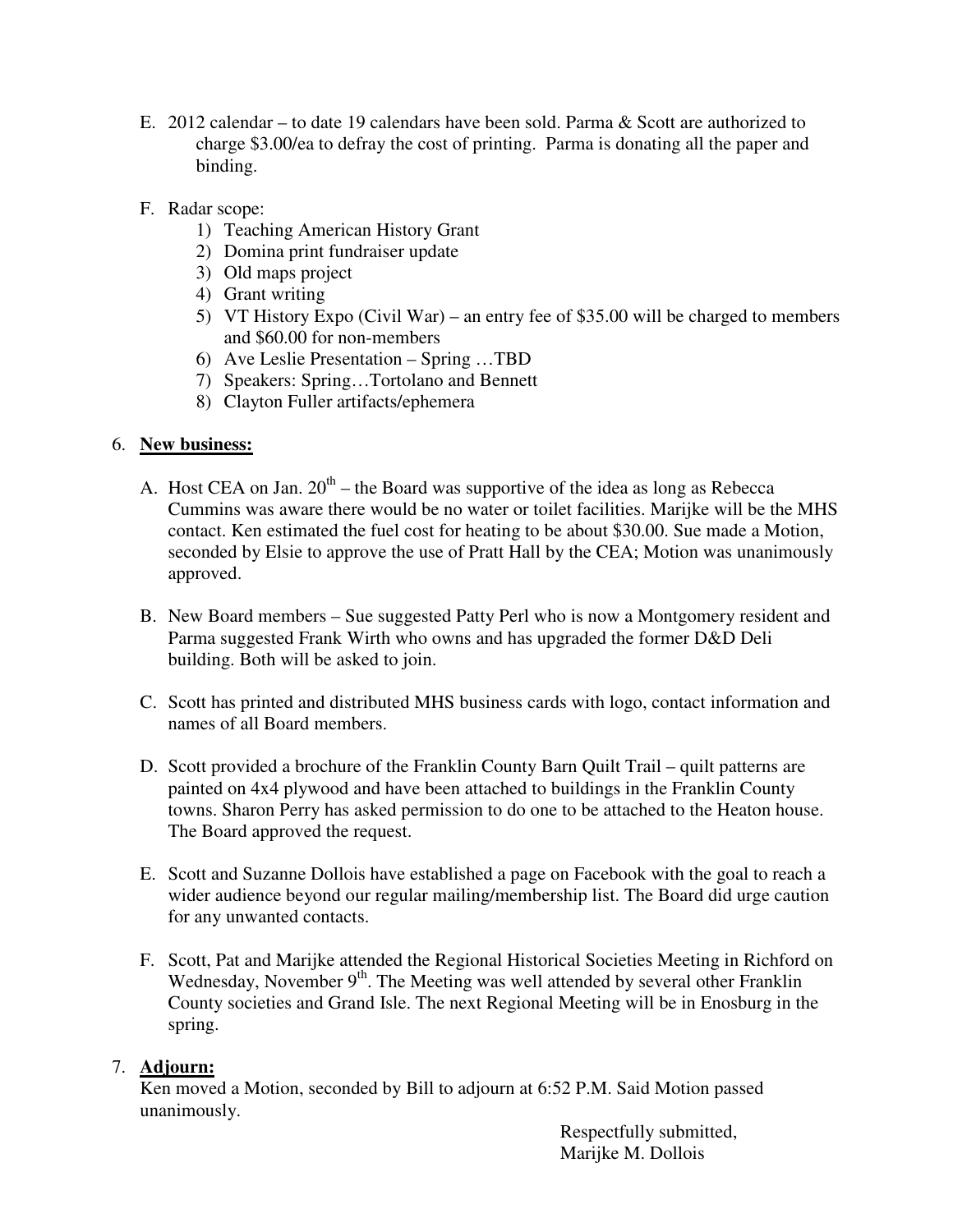E. 2012 calendar – to date 19 calendars have been sold. Parma & Scott are authorized to charge $3.00/ea to defray the cost of printing. Parma is donating all the paper and binding.

F. Radar scope:
   1) Teaching American History Grant
   2) Domina print fundraiser update
   3) Old maps project
   4) Grant writing
   5) VT History Expo (Civil War) – an entry fee of $35.00 will be charged to members and $60.00 for non-members
   6) Ave Leslie Presentation – Spring …TBD
   7) Speakers: Spring…Tortolano and Bennett
   8) Clayton Fuller artifacts/ephemera

6. **New business:**

   A. Host CEA on Jan. 20th – the Board was supportive of the idea as long as Rebecca Cummins was aware there would be no water or toilet facilities. Marijke will be the MHS contact. Ken estimated the fuel cost for heating to be about $30.00. Sue made a Motion, seconded by Elsie to approve the use of Pratt Hall by the CEA; Motion was unanimously approved.

   B. New Board members – Sue suggested Patty Perl who is now a Montgomery resident and Parma suggested Frank Wirth who owns and has upgraded the former D&D Deli building. Both will be asked to join.

   C. Scott has printed and distributed MHS business cards with logo, contact information and names of all Board members.

   D. Scott provided a brochure of the Franklin County Barn Quilt Trail – quilt patterns are painted on 4x4 plywood and have been attached to buildings in the Franklin County towns. Sharon Perry has asked permission to do one to be attached to the Heaton house. The Board approved the request.

   E. Scott and Suzanne Dollois have established a page on Facebook with the goal to reach a wider audience beyond our regular mailing/membership list. The Board did urge caution for any unwanted contacts.

   F. Scott, Pat and Marijke attended the Regional Historical Societies Meeting in Richford on Wednesday, November 9th. The Meeting was well attended by several other Franklin County societies and Grand Isle. The next Regional Meeting will be in Enosburg in the spring.

7. **Adjourn:**
   Ken moved a Motion, seconded by Bill to adjourn at 6:52 P.M. Said Motion passed unanimously.

Respectfully submitted,
Marijke M. Dollois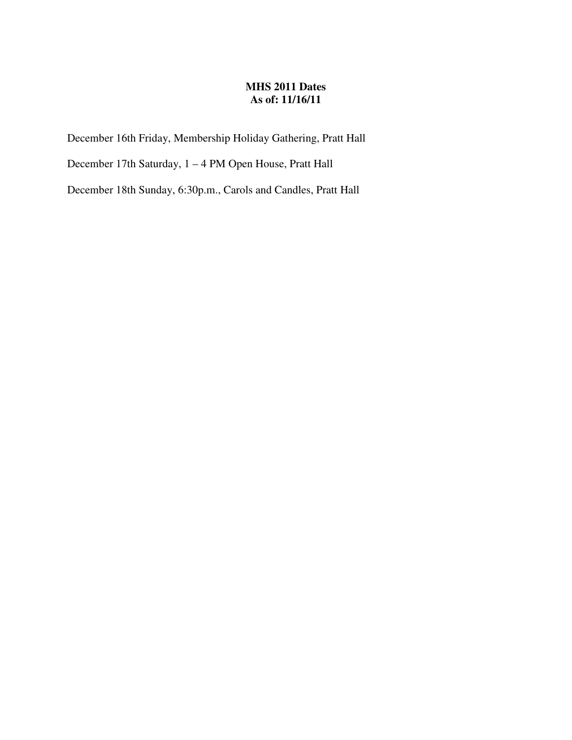**MHS 2011 Dates**
**As of: 11/16/11**

December 16th Friday, Membership Holiday Gathering, Pratt Hall

December 17th Saturday, 1 – 4 PM Open House, Pratt Hall

December 18th Sunday, 6:30p.m., Carols and Candles, Pratt Hall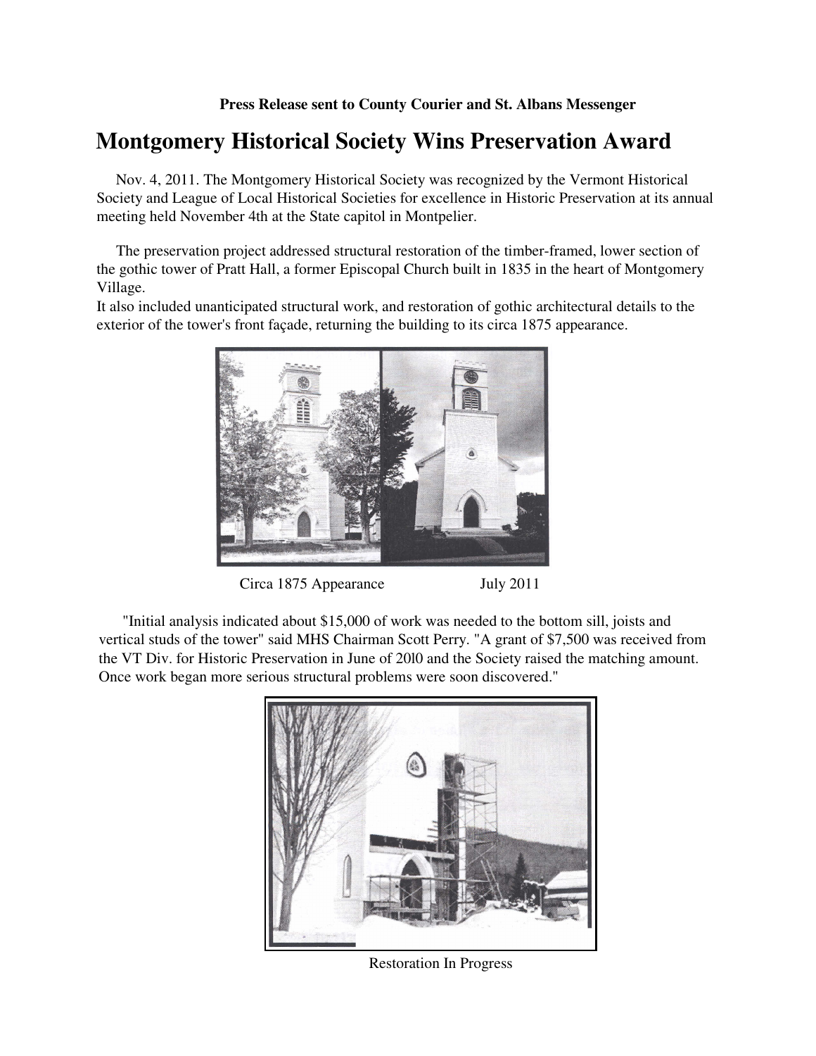**Press Release sent to County Courier and St. Albans Messenger**

# Montgomery Historical Society Wins Preservation Award

Nov. 4, 2011. The Montgomery Historical Society was recognized by the Vermont Historical Society and League of Local Historical Societies for excellence in Historic Preservation at its annual meeting held November 4th at the State capitol in Montpelier.

The preservation project addressed structural restoration of the timber-framed, lower section of the gothic tower of Pratt Hall, a former Episcopal Church built in 1835 in the heart of Montgomery Village.
It also included unanticipated structural work, and restoration of gothic architectural details to the exterior of the tower's front façade, returning the building to its circa 1875 appearance.

Circa 1875 Appearance July 2011

"Initial analysis indicated about $15,000 of work was needed to the bottom sill, joists and vertical studs of the tower" said MHS Chairman Scott Perry. "A grant of $7,500 was received from the VT Div. for Historic Preservation in June of 20l0 and the Society raised the matching amount. Once work began more serious structural problems were soon discovered."

Restoration In Progress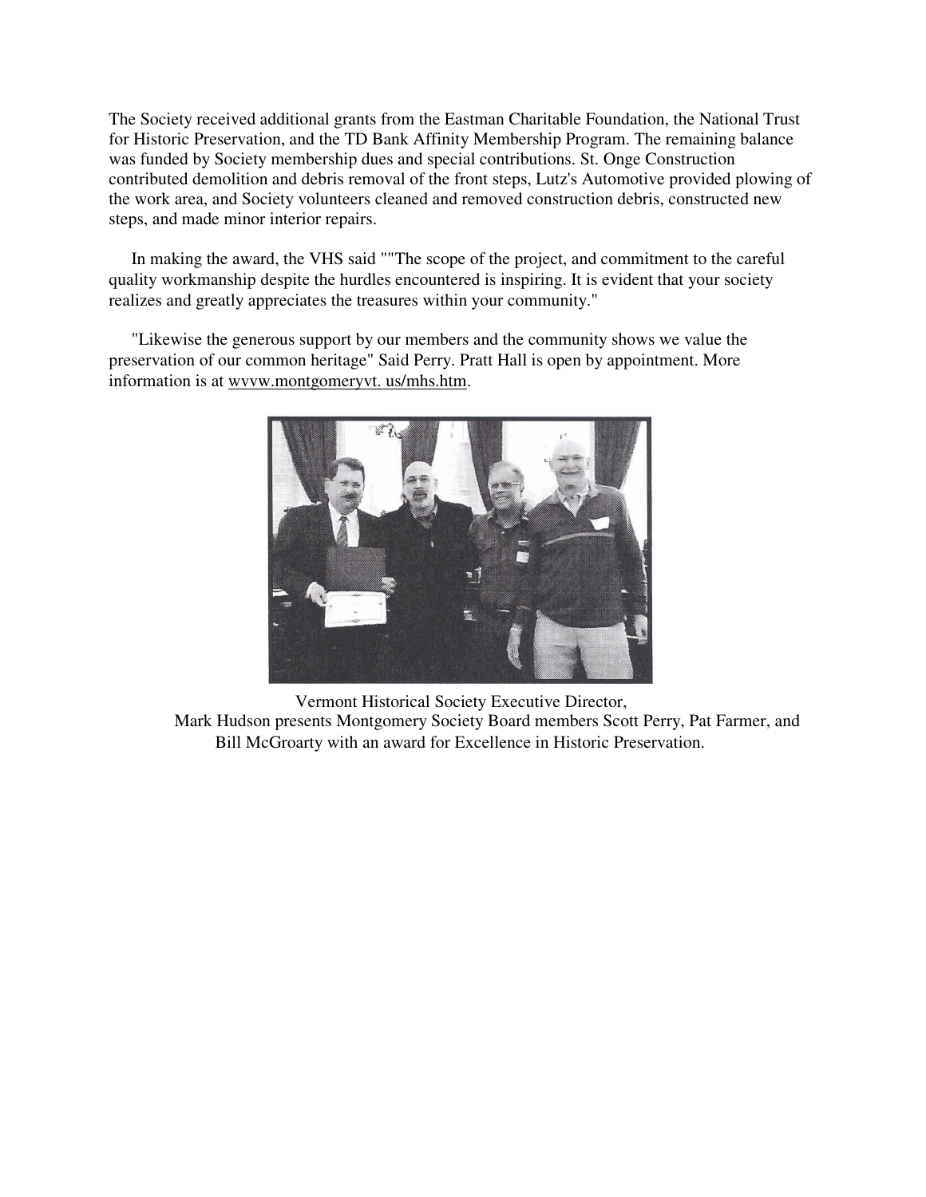The Society received additional grants from the Eastman Charitable Foundation, the National Trust for Historic Preservation, and the TD Bank Affinity Membership Program. The remaining balance was funded by Society membership dues and special contributions. St. Onge Construction contributed demolition and debris removal of the front steps, Lutz's Automotive provided plowing of the work area, and Society volunteers cleaned and removed construction debris, constructed new steps, and made minor interior repairs.

In making the award, the VHS said ""The scope of the project, and commitment to the careful quality workmanship despite the hurdles encountered is inspiring. It is evident that your society realizes and greatly appreciates the treasures within your community."

"Likewise the generous support by our members and the community shows we value the preservation of our common heritage" Said Perry. Pratt Hall is open by appointment. More information is at wvvw.montgomeryvt. us/mhs.htm.

Vermont Historical Society Executive Director, Mark Hudson presents Montgomery Society Board members Scott Perry, Pat Farmer, and Bill McGroarty with an award for Excellence in Historic Preservation.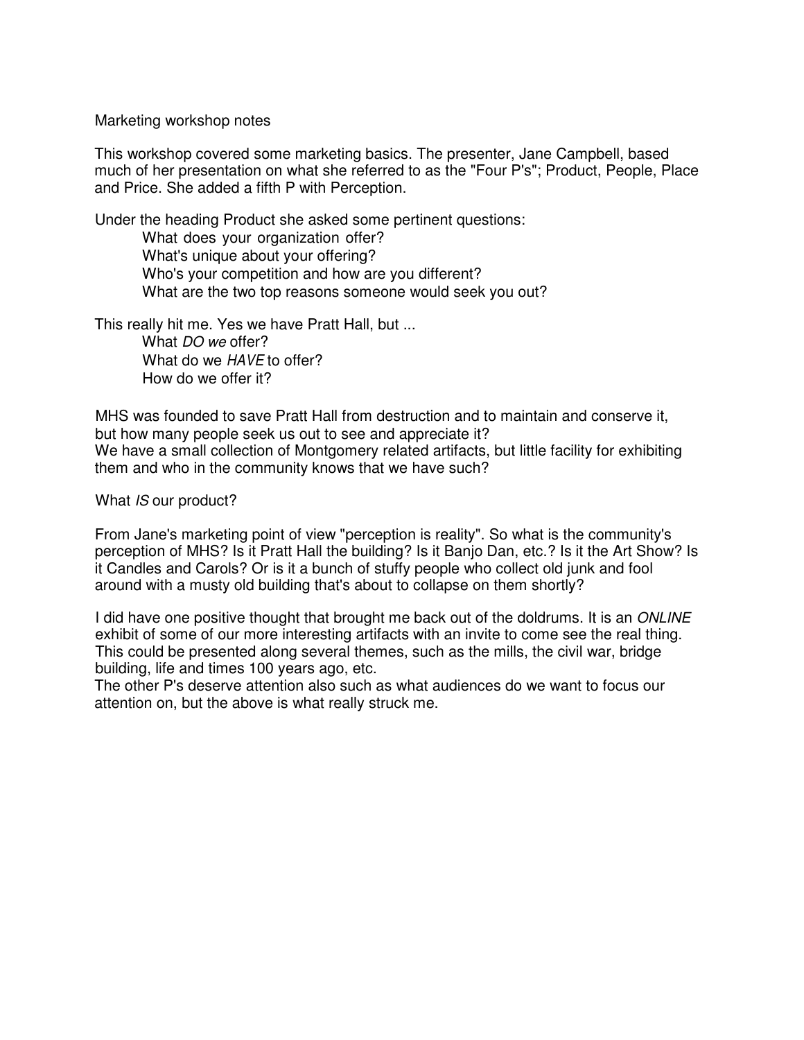Marketing workshop notes

This workshop covered some marketing basics. The presenter, Jane Campbell, based much of her presentation on what she referred to as the "Four P's"; Product, People, Place and Price. She added a fifth P with Perception.

Under the heading Product she asked some pertinent questions:

> What does your organization offer?
> What's unique about your offering?
> Who's your competition and how are you different?
> What are the two top reasons someone would seek you out?

This really hit me. Yes we have Pratt Hall, but ...

> What *DO we* offer?
> What do we *HAVE* to offer?
> How do we offer it?

MHS was founded to save Pratt Hall from destruction and to maintain and conserve it, but how many people seek us out to see and appreciate it?
We have a small collection of Montgomery related artifacts, but little facility for exhibiting them and who in the community knows that we have such?

What *IS* our product?

From Jane's marketing point of view "perception is reality". So what is the community's perception of MHS? Is it Pratt Hall the building? Is it Banjo Dan, etc.? Is it the Art Show? Is it Candles and Carols? Or is it a bunch of stuffy people who collect old junk and fool around with a musty old building that's about to collapse on them shortly?

I did have one positive thought that brought me back out of the doldrums. It is an *ONLINE* exhibit of some of our more interesting artifacts with an invite to come see the real thing. This could be presented along several themes, such as the mills, the civil war, bridge building, life and times 100 years ago, etc.
The other P's deserve attention also such as what audiences do we want to focus our attention on, but the above is what really struck me.